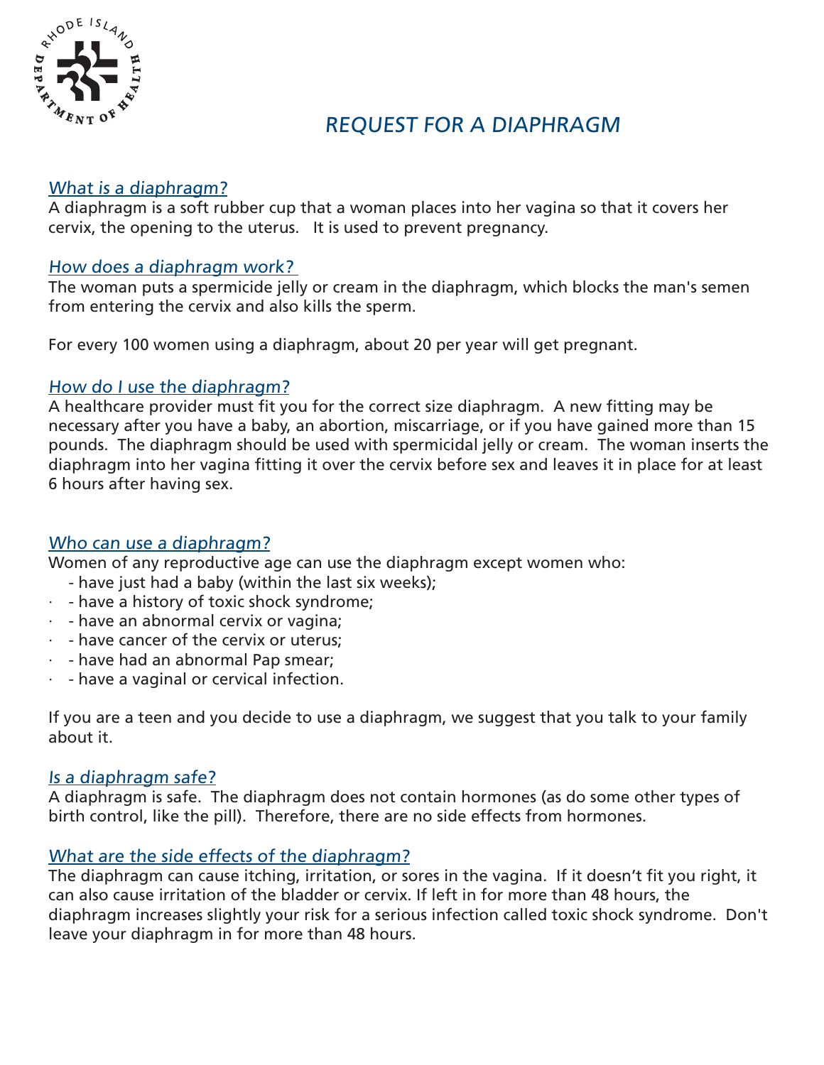# REQUEST FOR A DIAPHRAGM

## What is a diaphragm?

A diaphragm is a soft rubber cup that a woman places into her vagina so that it covers her cervix, the opening to the uterus. It is used to prevent pregnancy.

## How does a diaphragm work?

The woman puts a spermicide jelly or cream in the diaphragm, which blocks the man's semen from entering the cervix and also kills the sperm.

For every 100 women using a diaphragm, about 20 per year will get pregnant.

## How do I use the diaphragm?

A healthcare provider must fit you for the correct size diaphragm. A new fitting may be necessary after you have a baby, an abortion, miscarriage, or if you have gained more than 15 pounds. The diaphragm should be used with spermicidal jelly or cream. The woman inserts the diaphragm into her vagina fitting it over the cervix before sex and leaves it in place for at least 6 hours after having sex.

## Who can use a diaphragm?

Women of any reproductive age can use the diaphragm except women who:

- have just had a baby (within the last six weeks);
- have a history of toxic shock syndrome;
- have an abnormal cervix or vagina;
- have cancer of the cervix or uterus;
- have had an abnormal Pap smear;
- have a vaginal or cervical infection.

If you are a teen and you decide to use a diaphragm, we suggest that you talk to your family about it.

## Is a diaphragm safe?

A diaphragm is safe. The diaphragm does not contain hormones (as do some other types of birth control, like the pill). Therefore, there are no side effects from hormones.

## What are the side effects of the diaphragm?

The diaphragm can cause itching, irritation, or sores in the vagina. If it doesn't fit you right, it can also cause irritation of the bladder or cervix. If left in for more than 48 hours, the diaphragm increases slightly your risk for a serious infection called toxic shock syndrome. Don't leave your diaphragm in for more than 48 hours.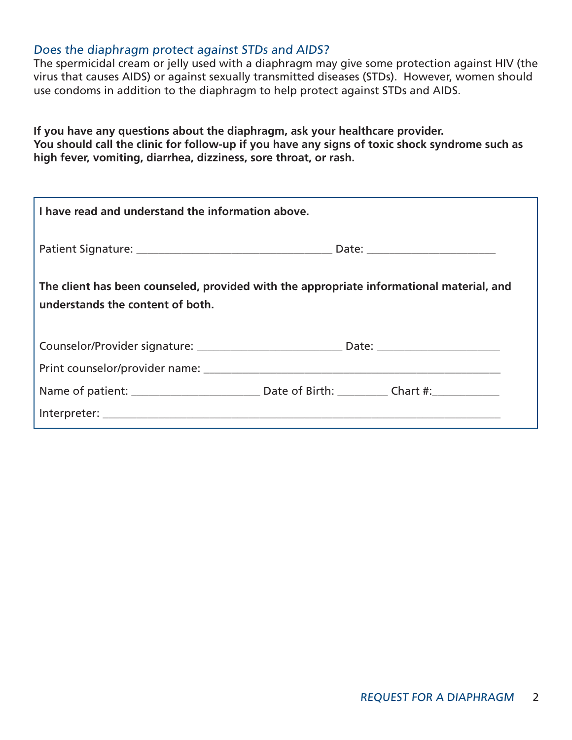*Does the diaphragm protect against STDs and AIDS?*

The spermicidal cream or jelly used with a diaphragm may give some protection against HIV (the virus that causes AIDS) or against sexually transmitted diseases (STDs). However, women should use condoms in addition to the diaphragm to help protect against STDs and AIDS.

**If you have any questions about the diaphragm, ask your healthcare provider.**
**You should call the clinic for follow-up if you have any signs of toxic shock syndrome such as high fever, vomiting, diarrhea, dizziness, sore throat, or rash.**

**I have read and understand the information above.**

Patient Signature: ___________________________________ Date: ______________________

**The client has been counseled, provided with the appropriate informational material, and understands the content of both.**

Counselor/Provider signature: __________________________ Date: _____________________

Print counselor/provider name: ________________________________________________________

Name of patient: ______________________ Date of Birth: _________ Chart #:____________

Interpreter: ______________________________________________________________________